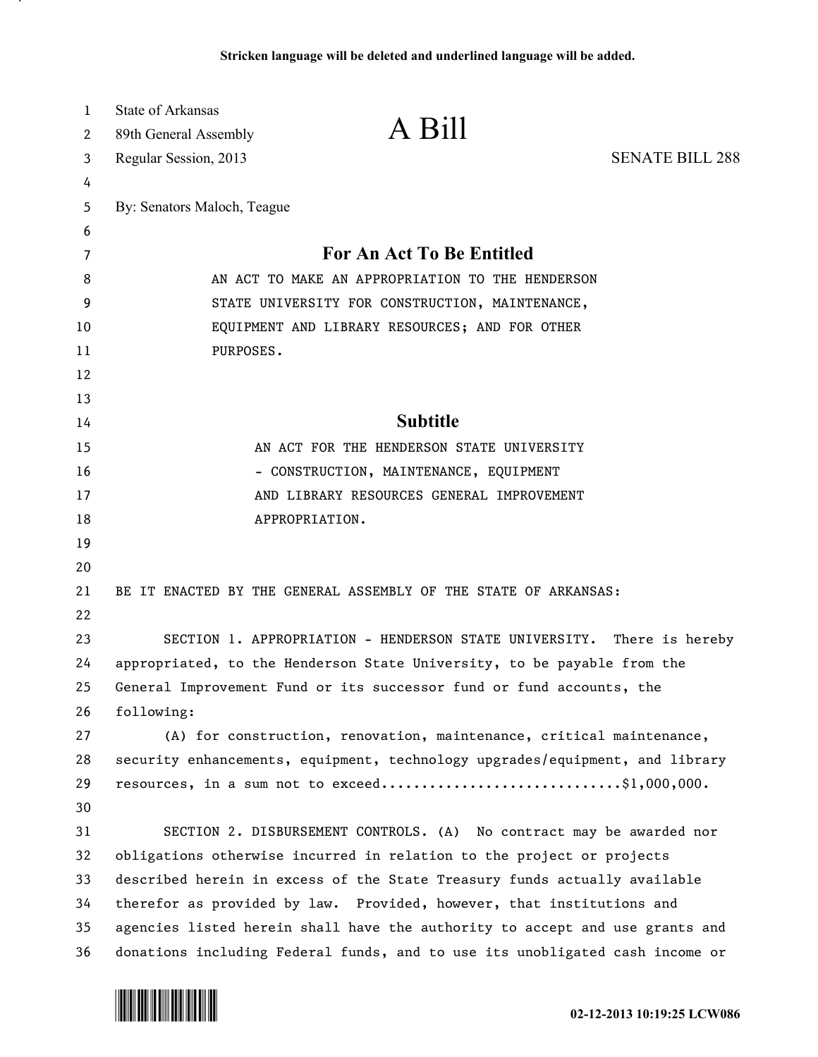Stricken language will be deleted and underlined language will be added.

State of Arkansas
89th General Assembly
Regular Session, 2013

# A Bill

SENATE BILL 288

By: Senators Maloch, Teague

## For An Act To Be Entitled

AN ACT TO MAKE AN APPROPRIATION TO THE HENDERSON STATE UNIVERSITY FOR CONSTRUCTION, MAINTENANCE, EQUIPMENT AND LIBRARY RESOURCES; AND FOR OTHER PURPOSES.

## Subtitle

AN ACT FOR THE HENDERSON STATE UNIVERSITY - CONSTRUCTION, MAINTENANCE, EQUIPMENT AND LIBRARY RESOURCES GENERAL IMPROVEMENT APPROPRIATION.

BE IT ENACTED BY THE GENERAL ASSEMBLY OF THE STATE OF ARKANSAS:

SECTION 1. APPROPRIATION - HENDERSON STATE UNIVERSITY. There is hereby appropriated, to the Henderson State University, to be payable from the General Improvement Fund or its successor fund or fund accounts, the following:

(A) for construction, renovation, maintenance, critical maintenance, security enhancements, equipment, technology upgrades/equipment, and library resources, in a sum not to exceed..............................$1,000,000.

SECTION 2. DISBURSEMENT CONTROLS. (A) No contract may be awarded nor obligations otherwise incurred in relation to the project or projects described herein in excess of the State Treasury funds actually available therefor as provided by law. Provided, however, that institutions and agencies listed herein shall have the authority to accept and use grants and donations including Federal funds, and to use its unobligated cash income or

02-12-2013 10:19:25 LCW086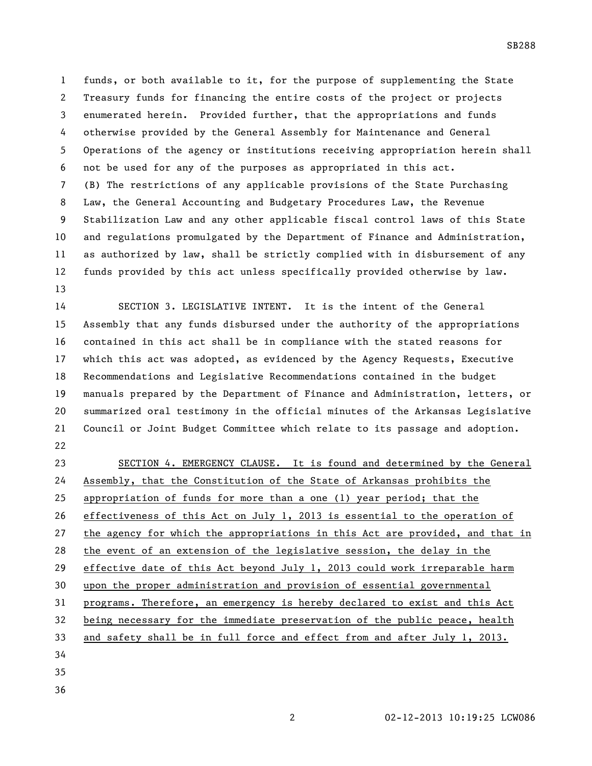funds, or both available to it, for the purpose of supplementing the State Treasury funds for financing the entire costs of the project or projects enumerated herein. Provided further, that the appropriations and funds otherwise provided by the General Assembly for Maintenance and General Operations of the agency or institutions receiving appropriation herein shall not be used for any of the purposes as appropriated in this act.

(B) The restrictions of any applicable provisions of the State Purchasing Law, the General Accounting and Budgetary Procedures Law, the Revenue Stabilization Law and any other applicable fiscal control laws of this State and regulations promulgated by the Department of Finance and Administration, as authorized by law, shall be strictly complied with in disbursement of any funds provided by this act unless specifically provided otherwise by law.

SECTION 3. LEGISLATIVE INTENT. It is the intent of the General Assembly that any funds disbursed under the authority of the appropriations contained in this act shall be in compliance with the stated reasons for which this act was adopted, as evidenced by the Agency Requests, Executive Recommendations and Legislative Recommendations contained in the budget manuals prepared by the Department of Finance and Administration, letters, or summarized oral testimony in the official minutes of the Arkansas Legislative Council or Joint Budget Committee which relate to its passage and adoption.

SECTION 4. EMERGENCY CLAUSE. It is found and determined by the General Assembly, that the Constitution of the State of Arkansas prohibits the appropriation of funds for more than a one (1) year period; that the effectiveness of this Act on July 1, 2013 is essential to the operation of the agency for which the appropriations in this Act are provided, and that in the event of an extension of the legislative session, the delay in the effective date of this Act beyond July 1, 2013 could work irreparable harm upon the proper administration and provision of essential governmental programs. Therefore, an emergency is hereby declared to exist and this Act being necessary for the immediate preservation of the public peace, health and safety shall be in full force and effect from and after July 1, 2013.